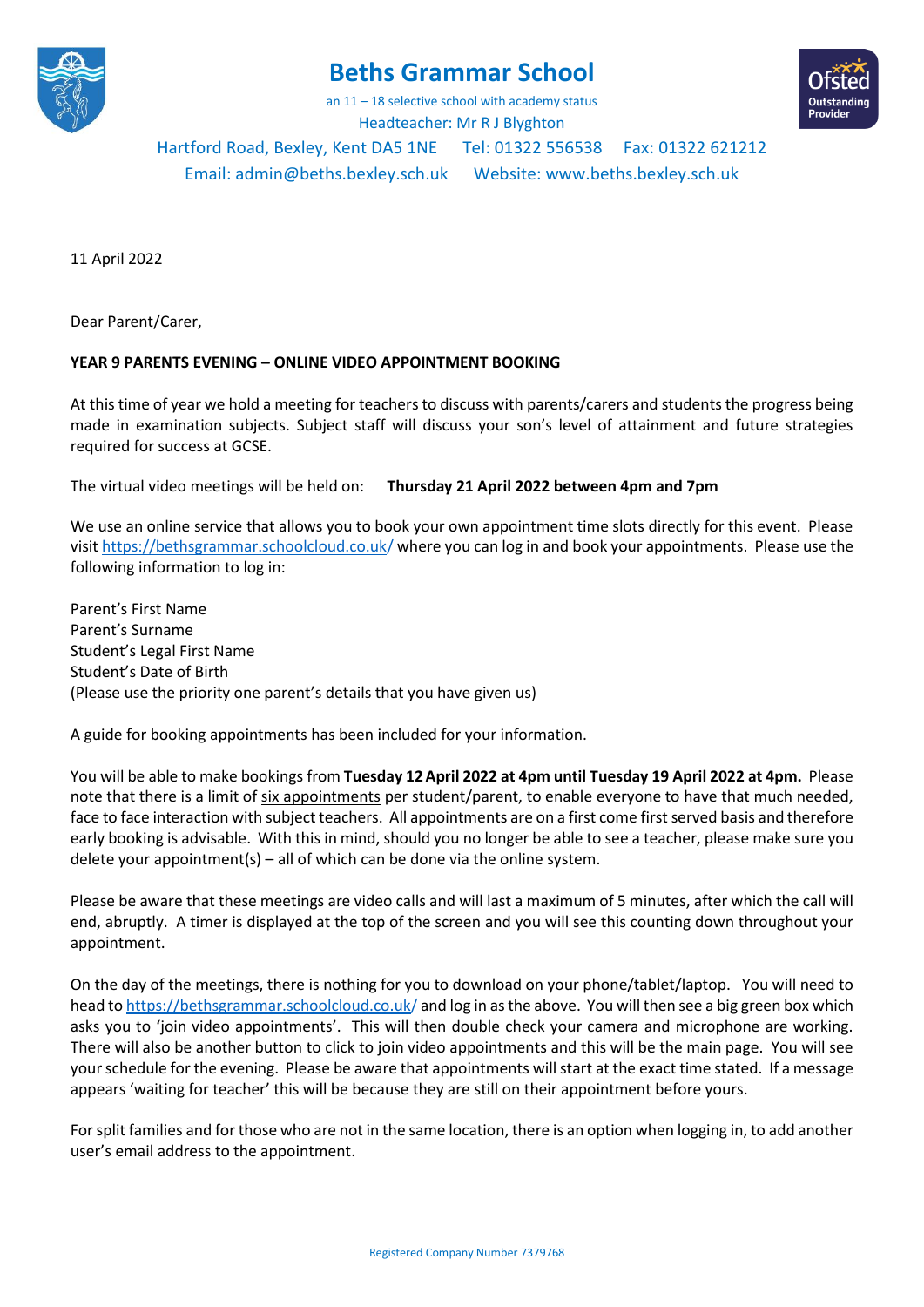# Beths Grammar School

an 11 – 18 selective school with academy status

Headteacher: Mr R J Blyghton

Hartford Road, Bexley, Kent DA5 1NE Tel: 01322 556538 Fax: 01322 621212

Email: admin@beths.bexley.sch.uk Website: www.beths.bexley.sch.uk

11 April 2022

Dear Parent/Carer,

**YEAR 9 PARENTS EVENING – ONLINE VIDEO APPOINTMENT BOOKING**

At this time of year we hold a meeting for teachers to discuss with parents/carers and students the progress being made in examination subjects. Subject staff will discuss your son's level of attainment and future strategies required for success at GCSE.

The virtual video meetings will be held on: **Thursday 21 April 2022 between 4pm and 7pm**

We use an online service that allows you to book your own appointment time slots directly for this event. Please visit https://bethsgrammar.schoolcloud.co.uk/ where you can log in and book your appointments. Please use the following information to log in:

Parent's First Name
Parent's Surname
Student's Legal First Name
Student's Date of Birth
(Please use the priority one parent's details that you have given us)

A guide for booking appointments has been included for your information.

You will be able to make bookings from **Tuesday 12 April 2022 at 4pm until Tuesday 19 April 2022 at 4pm.** Please note that there is a limit of six appointments per student/parent, to enable everyone to have that much needed, face to face interaction with subject teachers. All appointments are on a first come first served basis and therefore early booking is advisable. With this in mind, should you no longer be able to see a teacher, please make sure you delete your appointment(s) – all of which can be done via the online system.

Please be aware that these meetings are video calls and will last a maximum of 5 minutes, after which the call will end, abruptly. A timer is displayed at the top of the screen and you will see this counting down throughout your appointment.

On the day of the meetings, there is nothing for you to download on your phone/tablet/laptop. You will need to head to https://bethsgrammar.schoolcloud.co.uk/ and log in as the above. You will then see a big green box which asks you to 'join video appointments'. This will then double check your camera and microphone are working. There will also be another button to click to join video appointments and this will be the main page. You will see your schedule for the evening. Please be aware that appointments will start at the exact time stated. If a message appears 'waiting for teacher' this will be because they are still on their appointment before yours.

For split families and for those who are not in the same location, there is an option when logging in, to add another user's email address to the appointment.

Registered Company Number 7379768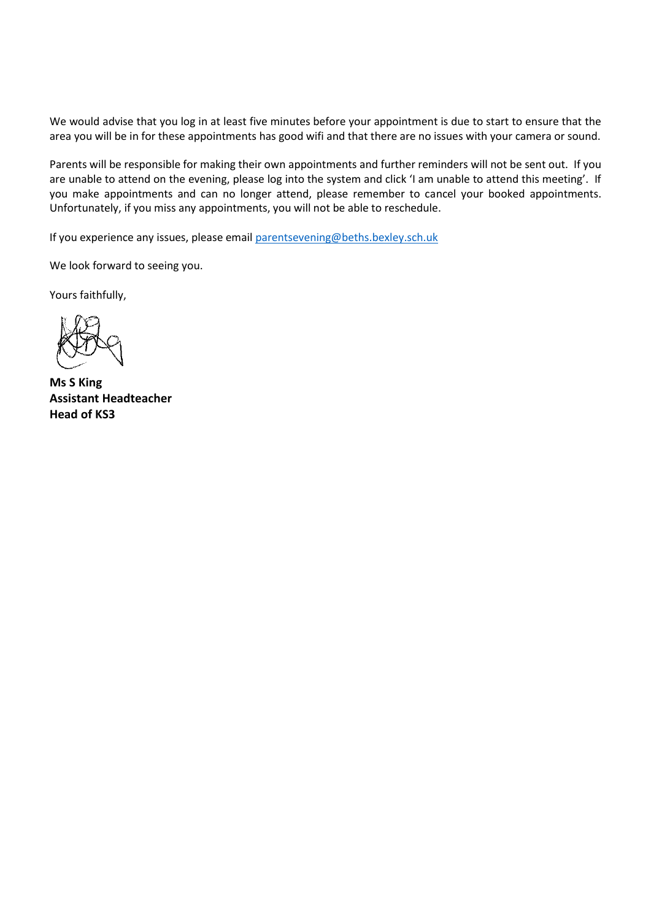We would advise that you log in at least five minutes before your appointment is due to start to ensure that the area you will be in for these appointments has good wifi and that there are no issues with your camera or sound.

Parents will be responsible for making their own appointments and further reminders will not be sent out. If you are unable to attend on the evening, please log into the system and click 'I am unable to attend this meeting'. If you make appointments and can no longer attend, please remember to cancel your booked appointments. Unfortunately, if you miss any appointments, you will not be able to reschedule.

If you experience any issues, please email parentsevening@beths.bexley.sch.uk

We look forward to seeing you.

Yours faithfully,

**Ms S King**
**Assistant Headteacher**
**Head of KS3**